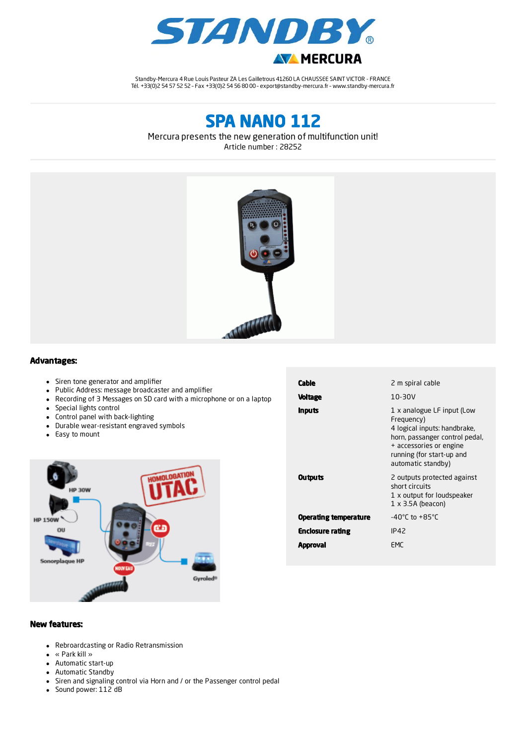Standby-Mercura 4 Rue Louis Pasteur ZA Les Gailletrous 41260 LA CHAUSSEE SAINT VICTOR - FRANCE
Tél. +33(0)2 54 57 52 52 - Fax +33(0)2 54 56 80 00 - export@standby-mercura.fr - www.standby-mercura.fr

# SPA NANO 112

Mercura presents the new generation of multifunction unit!
Article number : 28252

## Advantages:

- Siren tone generator and amplifier
- Public Address: message broadcaster and amplifier
- Recording of 3 Messages on SD card with a microphone or on a laptop
- Special lights control
- Control panel with back-lighting
- Durable wear-resistant engraved symbols
- Easy to mount

| | |
|---|---|
| **Cable** | 2 m spiral cable |
| **Voltage** | 10-30V |
| **Inputs** | 1 x analogue LF input (Low Frequency)<br>4 logical inputs: handbrake, horn, passanger control pedal, + accessories or engine running (for start-up and automatic standby) |
| **Outputs** | 2 outputs protected against short circuits<br>1 x output for loudspeaker<br>1 x 3.5A (beacon) |
| **Operating temperature** | -40°C to +85°C |
| **Enclosure rating** | IP42 |
| **Approval** | EMC |

## New features:

- Rebroardcasting or Radio Retransmission
- « Park kill »
- Automatic start-up
- Automatic Standby
- Siren and signaling control via Horn and / or the Passenger control pedal
- Sound power: 112 dB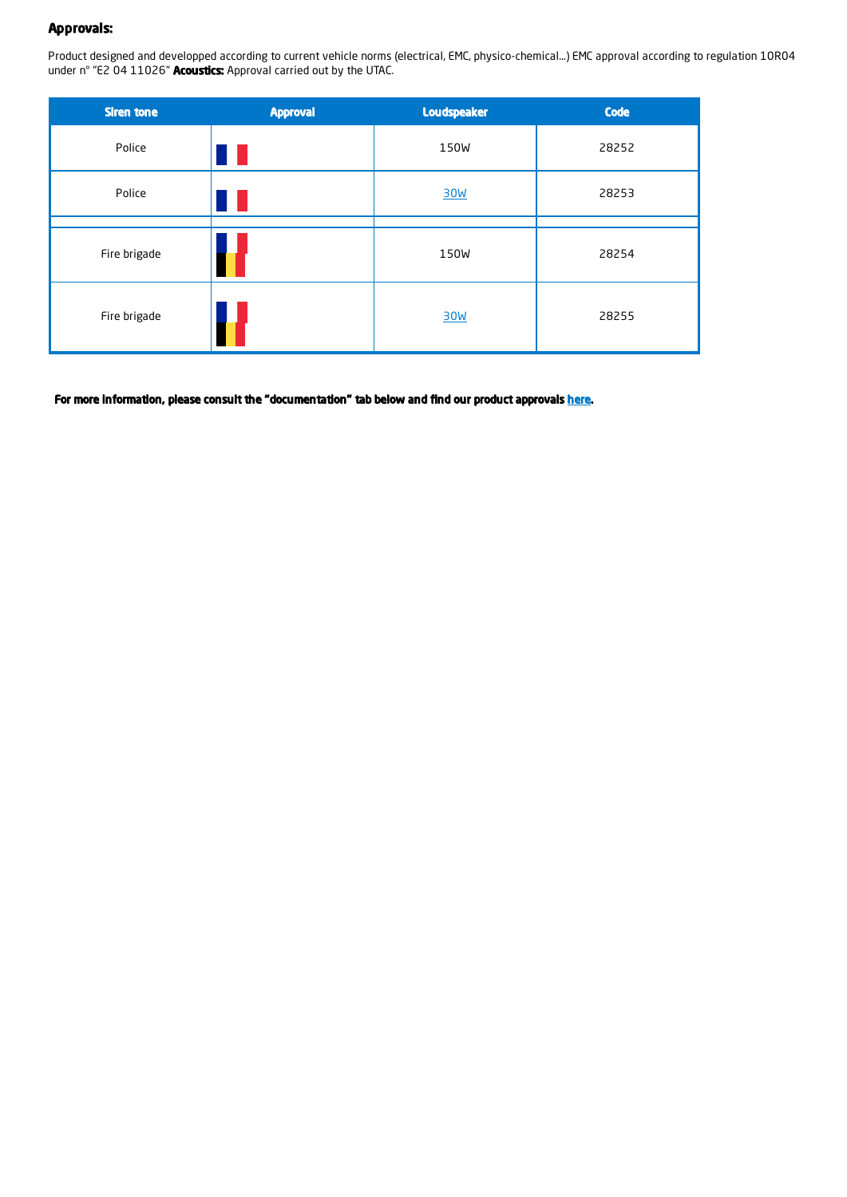## Approvals:

Product designed and developped according to current vehicle norms (electrical, EMC, physico-chemical...) EMC approval according to regulation 10R04 under n° "E2 04 11026" **Acoustics:** Approval carried out by the UTAC.

| Siren tone | Approval | Loudspeaker | Code |
|---|---|---|---|
| Police | | 150W | 28252 |
| Police | | 30W | 28253 |
| | | | |
| Fire brigade | | 150W | 28254 |
| Fire brigade | | 30W | 28255 |

**For more information, please consult the "documentation" tab below and find our product approvals here.**